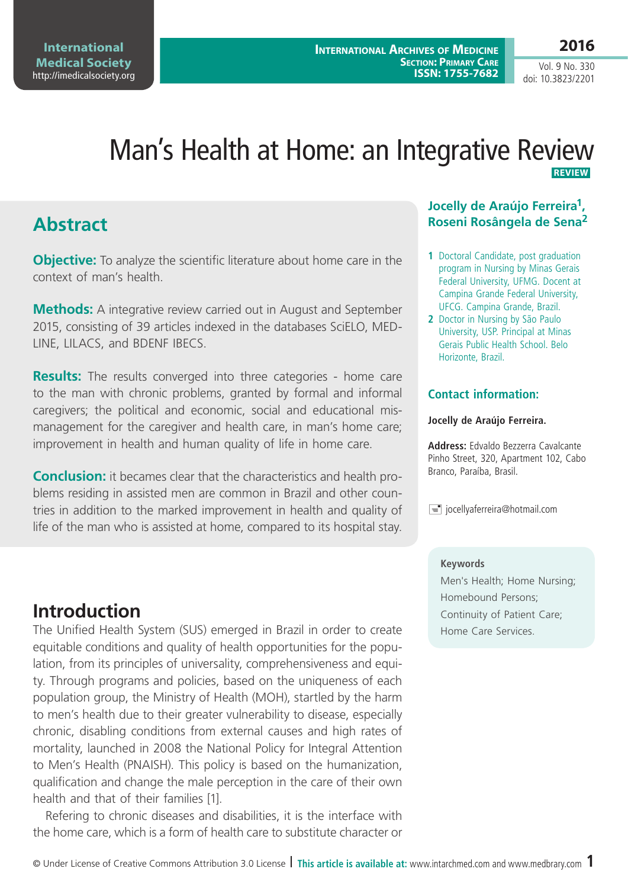# Man's Health at Home: an Integrative Review

REVIEW

**Jocelly de Araújo Ferreira[1], Roseni Rosângela de Sena[2]**

1 Doctoral Candidate, post graduation program in Nursing by Minas Gerais Federal University, UFMG. Docent at Campina Grande Federal University, UFCG. Campina Grande, Brazil.

2 Doctor in Nursing by São Paulo University, USP. Principal at Minas Gerais Public Health School. Belo Horizonte, Brazil.

**Contact information:**

**Jocelly de Araújo Ferreira.**

**Address:** Edvaldo Bezzerra Cavalcante Pinho Street, 320, Apartment 102, Cabo Branco, Paraíba, Brasil.

jocellyaferreira@hotmail.com

## Abstract

**Objective:** To analyze the scientific literature about home care in the context of man's health.

**Methods:** A integrative review carried out in August and September 2015, consisting of 39 articles indexed in the databases SciELO, MEDLINE, LILACS, and BDENF IBECS.

**Results:** The results converged into three categories - home care to the man with chronic problems, granted by formal and informal caregivers; the political and economic, social and educational mismanagement for the caregiver and health care, in man's home care; improvement in health and human quality of life in home care.

**Conclusion:** it becames clear that the characteristics and health problems residing in assisted men are common in Brazil and other countries in addition to the marked improvement in health and quality of life of the man who is assisted at home, compared to its hospital stay.

**Keywords**

Men's Health; Home Nursing; Homebound Persons; Continuity of Patient Care; Home Care Services.

## Introduction

The Unified Health System (SUS) emerged in Brazil in order to create equitable conditions and quality of health opportunities for the population, from its principles of universality, comprehensiveness and equity. Through programs and policies, based on the uniqueness of each population group, the Ministry of Health (MOH), startled by the harm to men's health due to their greater vulnerability to disease, especially chronic, disabling conditions from external causes and high rates of mortality, launched in 2008 the National Policy for Integral Attention to Men's Health (PNAISH). This policy is based on the humanization, qualification and change the male perception in the care of their own health and that of their families [1].

Refering to chronic diseases and disabilities, it is the interface with the home care, which is a form of health care to substitute character or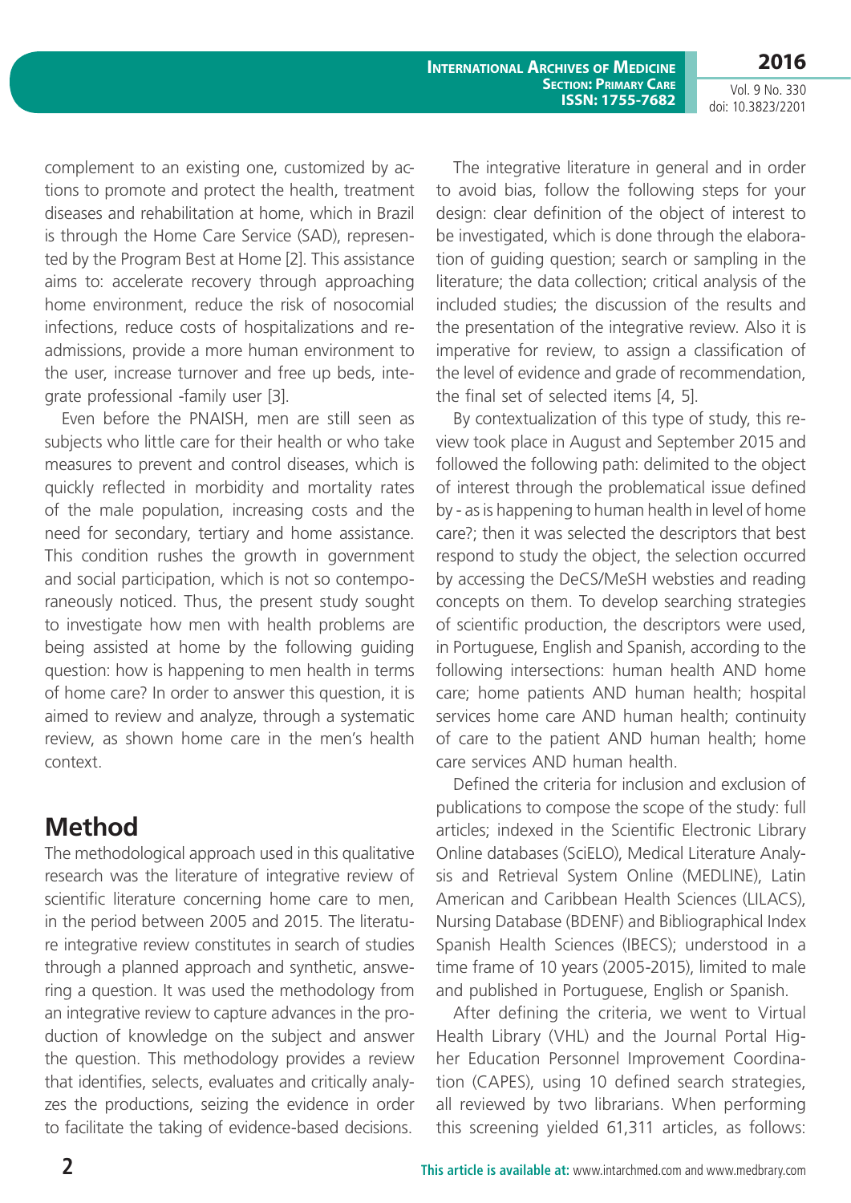complement to an existing one, customized by actions to promote and protect the health, treatment diseases and rehabilitation at home, which in Brazil is through the Home Care Service (SAD), represented by the Program Best at Home [2]. This assistance aims to: accelerate recovery through approaching home environment, reduce the risk of nosocomial infections, reduce costs of hospitalizations and readmissions, provide a more human environment to the user, increase turnover and free up beds, integrate professional -family user [3].

Even before the PNAISH, men are still seen as subjects who little care for their health or who take measures to prevent and control diseases, which is quickly reflected in morbidity and mortality rates of the male population, increasing costs and the need for secondary, tertiary and home assistance. This condition rushes the growth in government and social participation, which is not so contemporaneously noticed. Thus, the present study sought to investigate how men with health problems are being assisted at home by the following guiding question: how is happening to men health in terms of home care? In order to answer this question, it is aimed to review and analyze, through a systematic review, as shown home care in the men's health context.

## Method

The methodological approach used in this qualitative research was the literature of integrative review of scientific literature concerning home care to men, in the period between 2005 and 2015. The literature integrative review constitutes in search of studies through a planned approach and synthetic, answering a question. It was used the methodology from an integrative review to capture advances in the production of knowledge on the subject and answer the question. This methodology provides a review that identifies, selects, evaluates and critically analyzes the productions, seizing the evidence in order to facilitate the taking of evidence-based decisions.

The integrative literature in general and in order to avoid bias, follow the following steps for your design: clear definition of the object of interest to be investigated, which is done through the elaboration of guiding question; search or sampling in the literature; the data collection; critical analysis of the included studies; the discussion of the results and the presentation of the integrative review. Also it is imperative for review, to assign a classification of the level of evidence and grade of recommendation, the final set of selected items [4, 5].

By contextualization of this type of study, this review took place in August and September 2015 and followed the following path: delimited to the object of interest through the problematical issue defined by - as is happening to human health in level of home care?; then it was selected the descriptors that best respond to study the object, the selection occurred by accessing the DeCS/MeSH websties and reading concepts on them. To develop searching strategies of scientific production, the descriptors were used, in Portuguese, English and Spanish, according to the following intersections: human health AND home care; home patients AND human health; hospital services home care AND human health; continuity of care to the patient AND human health; home care services AND human health.

Defined the criteria for inclusion and exclusion of publications to compose the scope of the study: full articles; indexed in the Scientific Electronic Library Online databases (SciELO), Medical Literature Analysis and Retrieval System Online (MEDLINE), Latin American and Caribbean Health Sciences (LILACS), Nursing Database (BDENF) and Bibliographical Index Spanish Health Sciences (IBECS); understood in a time frame of 10 years (2005-2015), limited to male and published in Portuguese, English or Spanish.

After defining the criteria, we went to Virtual Health Library (VHL) and the Journal Portal Higher Education Personnel Improvement Coordination (CAPES), using 10 defined search strategies, all reviewed by two librarians. When performing this screening yielded 61,311 articles, as follows: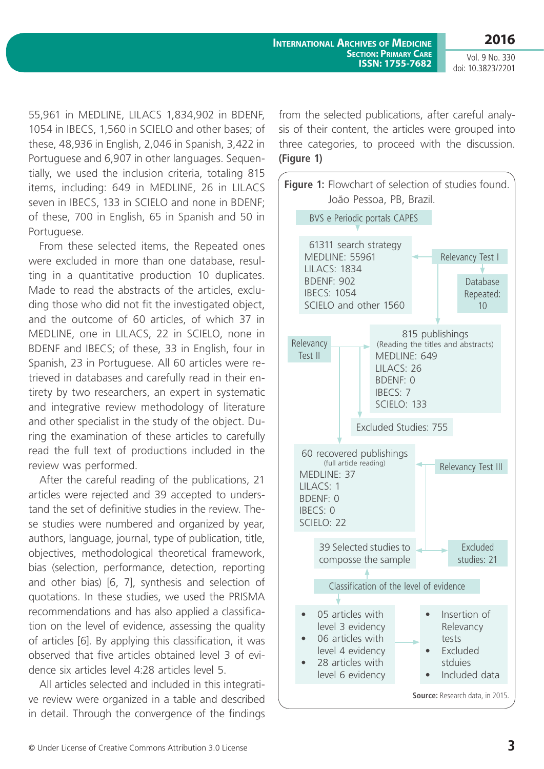55,961 in MEDLINE, LILACS 1,834,902 in BDENF, 1054 in IBECS, 1,560 in SCIELO and other bases; of these, 48,936 in English, 2,046 in Spanish, 3,422 in Portuguese and 6,907 in other languages. Sequentially, we used the inclusion criteria, totaling 815 items, including: 649 in MEDLINE, 26 in LILACS seven in IBECS, 133 in SCIELO and none in BDENF; of these, 700 in English, 65 in Spanish and 50 in Portuguese.

From these selected items, the Repeated ones were excluded in more than one database, resulting in a quantitative production 10 duplicates. Made to read the abstracts of the articles, excluding those who did not fit the investigated object, and the outcome of 60 articles, of which 37 in MEDLINE, one in LILACS, 22 in SCIELO, none in BDENF and IBECS; of these, 33 in English, four in Spanish, 23 in Portuguese. All 60 articles were retrieved in databases and carefully read in their entirety by two researchers, an expert in systematic and integrative review methodology of literature and other specialist in the study of the object. During the examination of these articles to carefully read the full text of productions included in the review was performed.

After the careful reading of the publications, 21 articles were rejected and 39 accepted to understand the set of definitive studies in the review. These studies were numbered and organized by year, authors, language, journal, type of publication, title, objectives, methodological theoretical framework, bias (selection, performance, detection, reporting and other bias) [6, 7], synthesis and selection of quotations. In these studies, we used the PRISMA recommendations and has also applied a classification on the level of evidence, assessing the quality of articles [6]. By applying this classification, it was observed that five articles obtained level 3 of evidence six articles level 4:28 articles level 5.

All articles selected and included in this integrative review were organized in a table and described in detail. Through the convergence of the findings from the selected publications, after careful analysis of their content, the articles were grouped into three categories, to proceed with the discussion. **(Figure 1)**

**Figure 1:** Flowchart of selection of studies found. João Pessoa, PB, Brazil.

BVS e Periodic portals CAPES

61311 search strategy
MEDLINE: 55961
LILACS: 1834
BDENF: 902
IBECS: 1054
SCIELO and other 1560

Relevancy Test I

Database Repeated: 10

Relevancy Test II

815 publishings
(Reading the titles and abstracts)
MEDLINE: 649
LILACS: 26
BDENF: 0
IBECS: 7
SCIELO: 133

Excluded Studies: 755

60 recovered publishings
(full article reading)
MEDLINE: 37
LILACS: 1
BDENF: 0
IBECS: 0
SCIELO: 22

Relevancy Test III

39 Selected studies to compose the sample

Excluded studies: 21

Classification of the level of evidence

- 05 articles with level 3 evidency
- 06 articles with level 4 evidency
- 28 articles with level 6 evidency

- Insertion of Relevancy tests
- Excluded stduies
- Included data

**Source:** Research data, in 2015.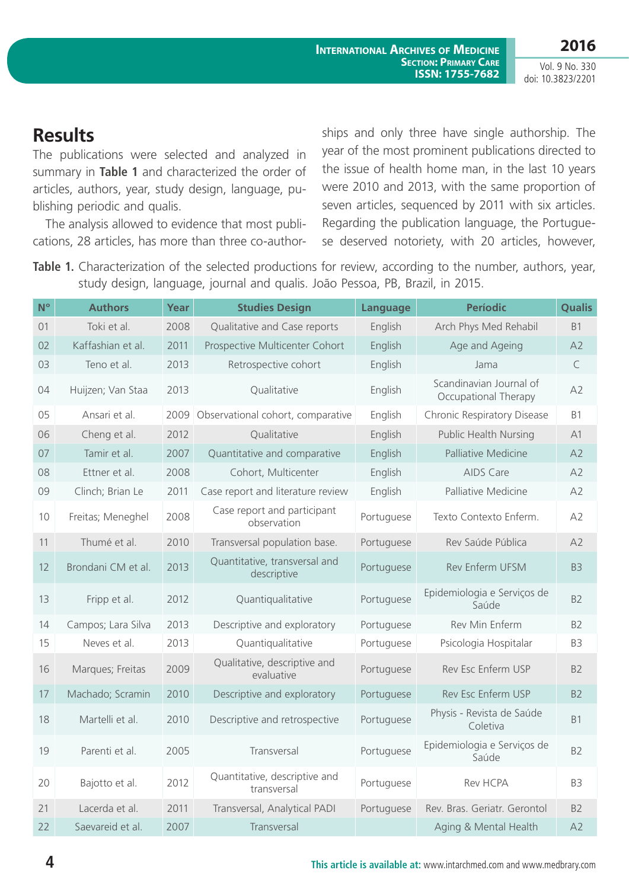## Results

The publications were selected and analyzed in summary in **Table 1** and characterized the order of articles, authors, year, study design, language, publishing periodic and qualis.

The analysis allowed to evidence that most publications, 28 articles, has more than three co-authorships and only three have single authorship. The year of the most prominent publications directed to the issue of health home man, in the last 10 years were 2010 and 2013, with the same proportion of seven articles, sequenced by 2011 with six articles. Regarding the publication language, the Portuguese deserved notoriety, with 20 articles, however,

**Table 1.** Characterization of the selected productions for review, according to the number, authors, year, study design, language, journal and qualis. João Pessoa, PB, Brazil, in 2015.

| Nº | Authors | Year | Studies Design | Language | Períodic | Qualis |
|---|---|---|---|---|---|---|
| 01 | Toki et al. | 2008 | Qualitative and Case reports | English | Arch Phys Med Rehabil | B1 |
| 02 | Kaffashian et al. | 2011 | Prospective Multicenter Cohort | English | Age and Ageing | A2 |
| 03 | Teno et al. | 2013 | Retrospective cohort | English | Jama | C |
| 04 | Huijzen; Van Staa | 2013 | Qualitative | English | Scandinavian Journal of Occupational Therapy | A2 |
| 05 | Ansari et al. | 2009 | Observational cohort, comparative | English | Chronic Respiratory Disease | B1 |
| 06 | Cheng et al. | 2012 | Qualitative | English | Public Health Nursing | A1 |
| 07 | Tamir et al. | 2007 | Quantitative and comparative | English | Palliative Medicine | A2 |
| 08 | Ettner et al. | 2008 | Cohort, Multicenter | English | AIDS Care | A2 |
| 09 | Clinch; Brian Le | 2011 | Case report and literature review | English | Palliative Medicine | A2 |
| 10 | Freitas; Meneghel | 2008 | Case report and participant observation | Portuguese | Texto Contexto Enferm. | A2 |
| 11 | Thumé et al. | 2010 | Transversal population base. | Portuguese | Rev Saúde Pública | A2 |
| 12 | Brondani CM et al. | 2013 | Quantitative, transversal and descriptive | Portuguese | Rev Enferm UFSM | B3 |
| 13 | Fripp et al. | 2012 | Quantiqualitative | Portuguese | Epidemiologia e Serviços de Saúde | B2 |
| 14 | Campos; Lara Silva | 2013 | Descriptive and exploratory | Portuguese | Rev Min Enferm | B2 |
| 15 | Neves et al. | 2013 | Quantiqualitative | Portuguese | Psicologia Hospitalar | B3 |
| 16 | Marques; Freitas | 2009 | Qualitative, descriptive and evaluative | Portuguese | Rev Esc Enferm USP | B2 |
| 17 | Machado; Scramin | 2010 | Descriptive and exploratory | Portuguese | Rev Esc Enferm USP | B2 |
| 18 | Martelli et al. | 2010 | Descriptive and retrospective | Portuguese | Physis - Revista de Saúde Coletiva | B1 |
| 19 | Parenti et al. | 2005 | Transversal | Portuguese | Epidemiologia e Serviços de Saúde | B2 |
| 20 | Bajotto et al. | 2012 | Quantitative, descriptive and transversal | Portuguese | Rev HCPA | B3 |
| 21 | Lacerda et al. | 2011 | Transversal, Analytical PADI | Portuguese | Rev. Bras. Geriatr. Gerontol | B2 |
| 22 | Saevareid et al. | 2007 | Transversal | | Aging & Mental Health | A2 |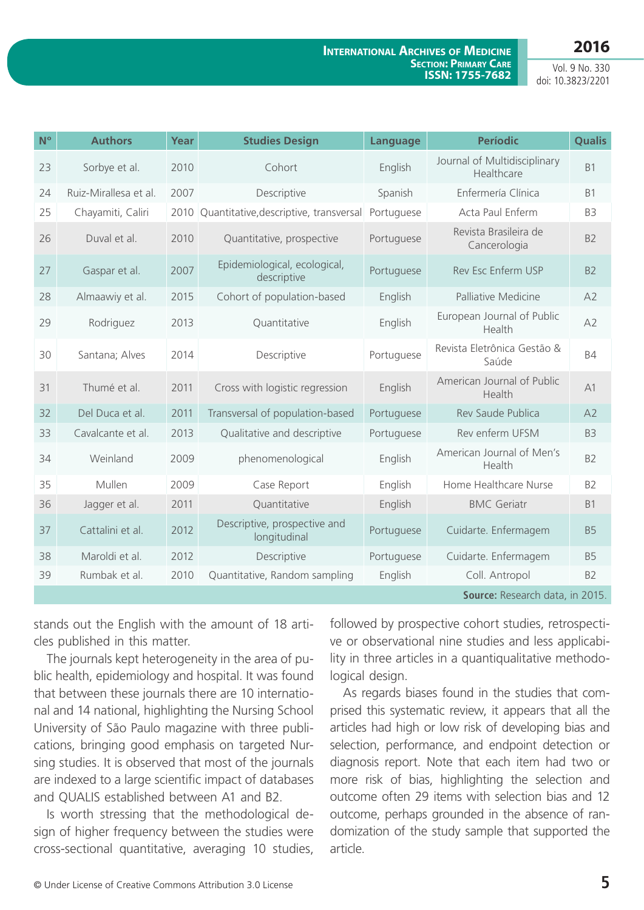| Nº | Authors | Year | Studies Design | Language | Períodic | Qualis |
|---|---|---|---|---|---|---|
| 23 | Sorbye et al. | 2010 | Cohort | English | Journal of Multidisciplinary Healthcare | B1 |
| 24 | Ruiz-Mirallesa et al. | 2007 | Descriptive | Spanish | Enfermería Clínica | B1 |
| 25 | Chayamiti, Caliri | 2010 | Quantitative,descriptive, transversal | Portuguese | Acta Paul Enferm | B3 |
| 26 | Duval et al. | 2010 | Quantitative, prospective | Portuguese | Revista Brasileira de Cancerologia | B2 |
| 27 | Gaspar et al. | 2007 | Epidemiological, ecological, descriptive | Portuguese | Rev Esc Enferm USP | B2 |
| 28 | Almaawiy et al. | 2015 | Cohort of population-based | English | Palliative Medicine | A2 |
| 29 | Rodriguez | 2013 | Quantitative | English | European Journal of Public Health | A2 |
| 30 | Santana; Alves | 2014 | Descriptive | Portuguese | Revista Eletrônica Gestão & Saúde | B4 |
| 31 | Thumé et al. | 2011 | Cross with logistic regression | English | American Journal of Public Health | A1 |
| 32 | Del Duca et al. | 2011 | Transversal of population-based | Portuguese | Rev Saude Publica | A2 |
| 33 | Cavalcante et al. | 2013 | Qualitative and descriptive | Portuguese | Rev enferm UFSM | B3 |
| 34 | Weinland | 2009 | phenomenological | English | American Journal of Men's Health | B2 |
| 35 | Mullen | 2009 | Case Report | English | Home Healthcare Nurse | B2 |
| 36 | Jagger et al. | 2011 | Quantitative | English | BMC Geriatr | B1 |
| 37 | Cattalini et al. | 2012 | Descriptive, prospective and longitudinal | Portuguese | Cuidarte. Enfermagem | B5 |
| 38 | Maroldi et al. | 2012 | Descriptive | Portuguese | Cuidarte. Enfermagem | B5 |
| 39 | Rumbak et al. | 2010 | Quantitative, Random sampling | English | Coll. Antropol | B2 |

**Source:** Research data, in 2015.

stands out the English with the amount of 18 articles published in this matter.

The journals kept heterogeneity in the area of public health, epidemiology and hospital. It was found that between these journals there are 10 international and 14 national, highlighting the Nursing School University of São Paulo magazine with three publications, bringing good emphasis on targeted Nursing studies. It is observed that most of the journals are indexed to a large scientific impact of databases and QUALIS established between A1 and B2.

Is worth stressing that the methodological design of higher frequency between the studies were cross-sectional quantitative, averaging 10 studies, followed by prospective cohort studies, retrospective or observational nine studies and less applicability in three articles in a quantiqualitative methodological design.

As regards biases found in the studies that comprised this systematic review, it appears that all the articles had high or low risk of developing bias and selection, performance, and endpoint detection or diagnosis report. Note that each item had two or more risk of bias, highlighting the selection and outcome often 29 items with selection bias and 12 outcome, perhaps grounded in the absence of randomization of the study sample that supported the article.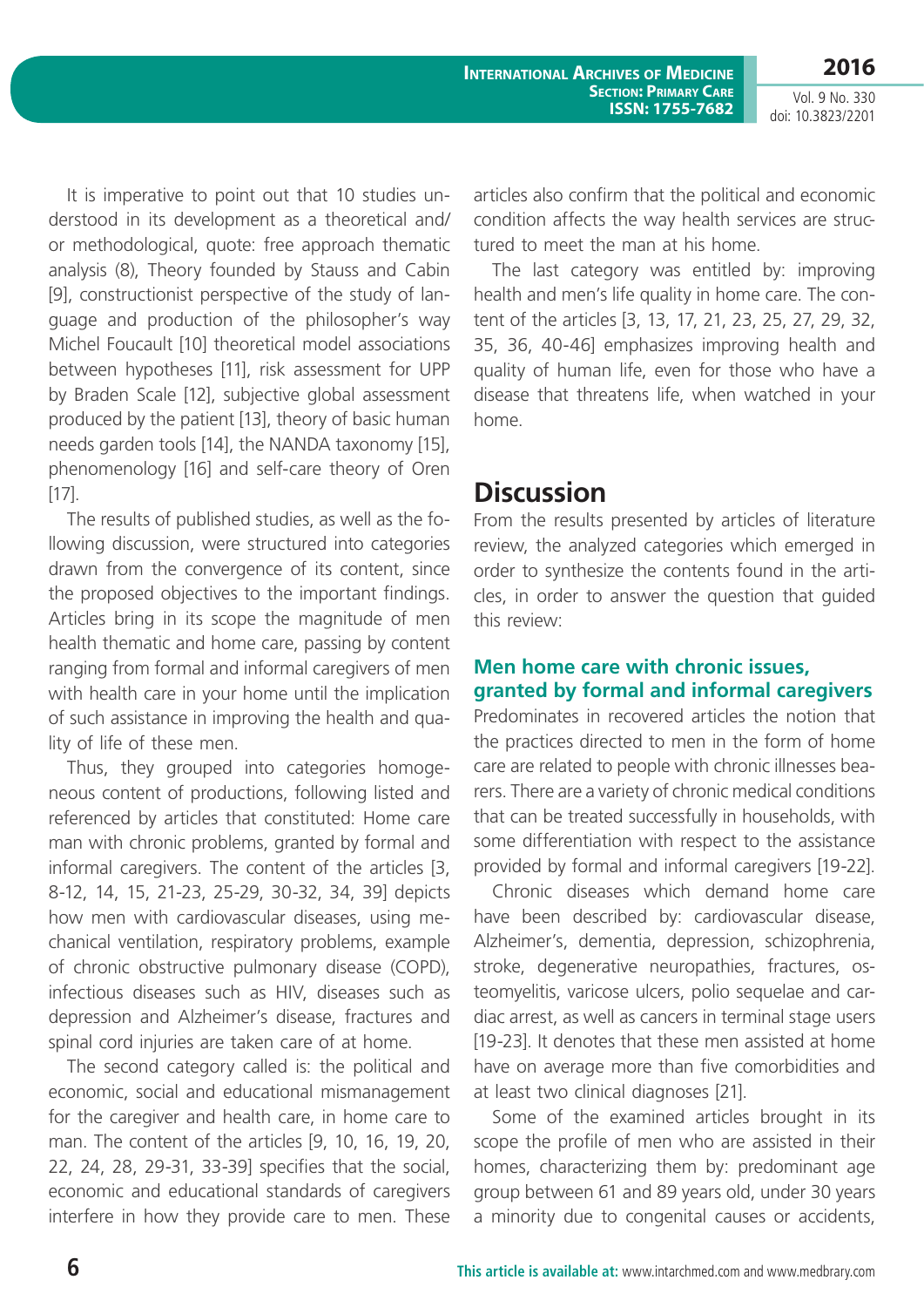It is imperative to point out that 10 studies understood in its development as a theoretical and/or methodological, quote: free approach thematic analysis (8), Theory founded by Stauss and Cabin [9], constructionist perspective of the study of language and production of the philosopher's way Michel Foucault [10] theoretical model associations between hypotheses [11], risk assessment for UPP by Braden Scale [12], subjective global assessment produced by the patient [13], theory of basic human needs garden tools [14], the NANDA taxonomy [15], phenomenology [16] and self-care theory of Oren [17].

The results of published studies, as well as the following discussion, were structured into categories drawn from the convergence of its content, since the proposed objectives to the important findings. Articles bring in its scope the magnitude of men health thematic and home care, passing by content ranging from formal and informal caregivers of men with health care in your home until the implication of such assistance in improving the health and quality of life of these men.

Thus, they grouped into categories homogeneous content of productions, following listed and referenced by articles that constituted: Home care man with chronic problems, granted by formal and informal caregivers. The content of the articles [3, 8-12, 14, 15, 21-23, 25-29, 30-32, 34, 39] depicts how men with cardiovascular diseases, using mechanical ventilation, respiratory problems, example of chronic obstructive pulmonary disease (COPD), infectious diseases such as HIV, diseases such as depression and Alzheimer's disease, fractures and spinal cord injuries are taken care of at home.

The second category called is: the political and economic, social and educational mismanagement for the caregiver and health care, in home care to man. The content of the articles [9, 10, 16, 19, 20, 22, 24, 28, 29-31, 33-39] specifies that the social, economic and educational standards of caregivers interfere in how they provide care to men. These articles also confirm that the political and economic condition affects the way health services are structured to meet the man at his home.

The last category was entitled by: improving health and men's life quality in home care. The content of the articles [3, 13, 17, 21, 23, 25, 27, 29, 32, 35, 36, 40-46] emphasizes improving health and quality of human life, even for those who have a disease that threatens life, when watched in your home.

## Discussion

From the results presented by articles of literature review, the analyzed categories which emerged in order to synthesize the contents found in the articles, in order to answer the question that guided this review:

### Men home care with chronic issues, granted by formal and informal caregivers

Predominates in recovered articles the notion that the practices directed to men in the form of home care are related to people with chronic illnesses bearers. There are a variety of chronic medical conditions that can be treated successfully in households, with some differentiation with respect to the assistance provided by formal and informal caregivers [19-22].

Chronic diseases which demand home care have been described by: cardiovascular disease, Alzheimer's, dementia, depression, schizophrenia, stroke, degenerative neuropathies, fractures, osteomyelitis, varicose ulcers, polio sequelae and cardiac arrest, as well as cancers in terminal stage users [19-23]. It denotes that these men assisted at home have on average more than five comorbidities and at least two clinical diagnoses [21].

Some of the examined articles brought in its scope the profile of men who are assisted in their homes, characterizing them by: predominant age group between 61 and 89 years old, under 30 years a minority due to congenital causes or accidents,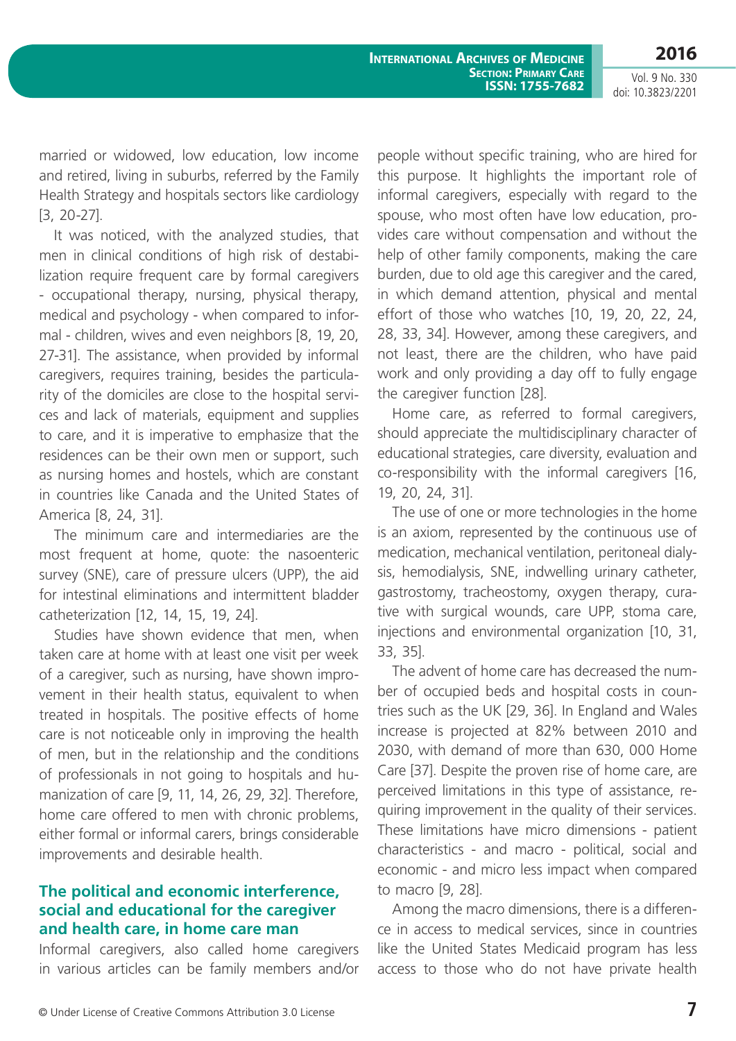married or widowed, low education, low income and retired, living in suburbs, referred by the Family Health Strategy and hospitals sectors like cardiology [3, 20-27].

It was noticed, with the analyzed studies, that men in clinical conditions of high risk of destabilization require frequent care by formal caregivers - occupational therapy, nursing, physical therapy, medical and psychology - when compared to informal - children, wives and even neighbors [8, 19, 20, 27-31]. The assistance, when provided by informal caregivers, requires training, besides the particularity of the domiciles are close to the hospital services and lack of materials, equipment and supplies to care, and it is imperative to emphasize that the residences can be their own men or support, such as nursing homes and hostels, which are constant in countries like Canada and the United States of America [8, 24, 31].

The minimum care and intermediaries are the most frequent at home, quote: the nasoenteric survey (SNE), care of pressure ulcers (UPP), the aid for intestinal eliminations and intermittent bladder catheterization [12, 14, 15, 19, 24].

Studies have shown evidence that men, when taken care at home with at least one visit per week of a caregiver, such as nursing, have shown improvement in their health status, equivalent to when treated in hospitals. The positive effects of home care is not noticeable only in improving the health of men, but in the relationship and the conditions of professionals in not going to hospitals and humanization of care [9, 11, 14, 26, 29, 32]. Therefore, home care offered to men with chronic problems, either formal or informal carers, brings considerable improvements and desirable health.

## The political and economic interference, social and educational for the caregiver and health care, in home care man

Informal caregivers, also called home caregivers in various articles can be family members and/or people without specific training, who are hired for this purpose. It highlights the important role of informal caregivers, especially with regard to the spouse, who most often have low education, provides care without compensation and without the help of other family components, making the care burden, due to old age this caregiver and the cared, in which demand attention, physical and mental effort of those who watches [10, 19, 20, 22, 24, 28, 33, 34]. However, among these caregivers, and not least, there are the children, who have paid work and only providing a day off to fully engage the caregiver function [28].

Home care, as referred to formal caregivers, should appreciate the multidisciplinary character of educational strategies, care diversity, evaluation and co-responsibility with the informal caregivers [16, 19, 20, 24, 31].

The use of one or more technologies in the home is an axiom, represented by the continuous use of medication, mechanical ventilation, peritoneal dialysis, hemodialysis, SNE, indwelling urinary catheter, gastrostomy, tracheostomy, oxygen therapy, curative with surgical wounds, care UPP, stoma care, injections and environmental organization [10, 31, 33, 35].

The advent of home care has decreased the number of occupied beds and hospital costs in countries such as the UK [29, 36]. In England and Wales increase is projected at 82% between 2010 and 2030, with demand of more than 630, 000 Home Care [37]. Despite the proven rise of home care, are perceived limitations in this type of assistance, requiring improvement in the quality of their services. These limitations have micro dimensions - patient characteristics - and macro - political, social and economic - and micro less impact when compared to macro [9, 28].

Among the macro dimensions, there is a difference in access to medical services, since in countries like the United States Medicaid program has less access to those who do not have private health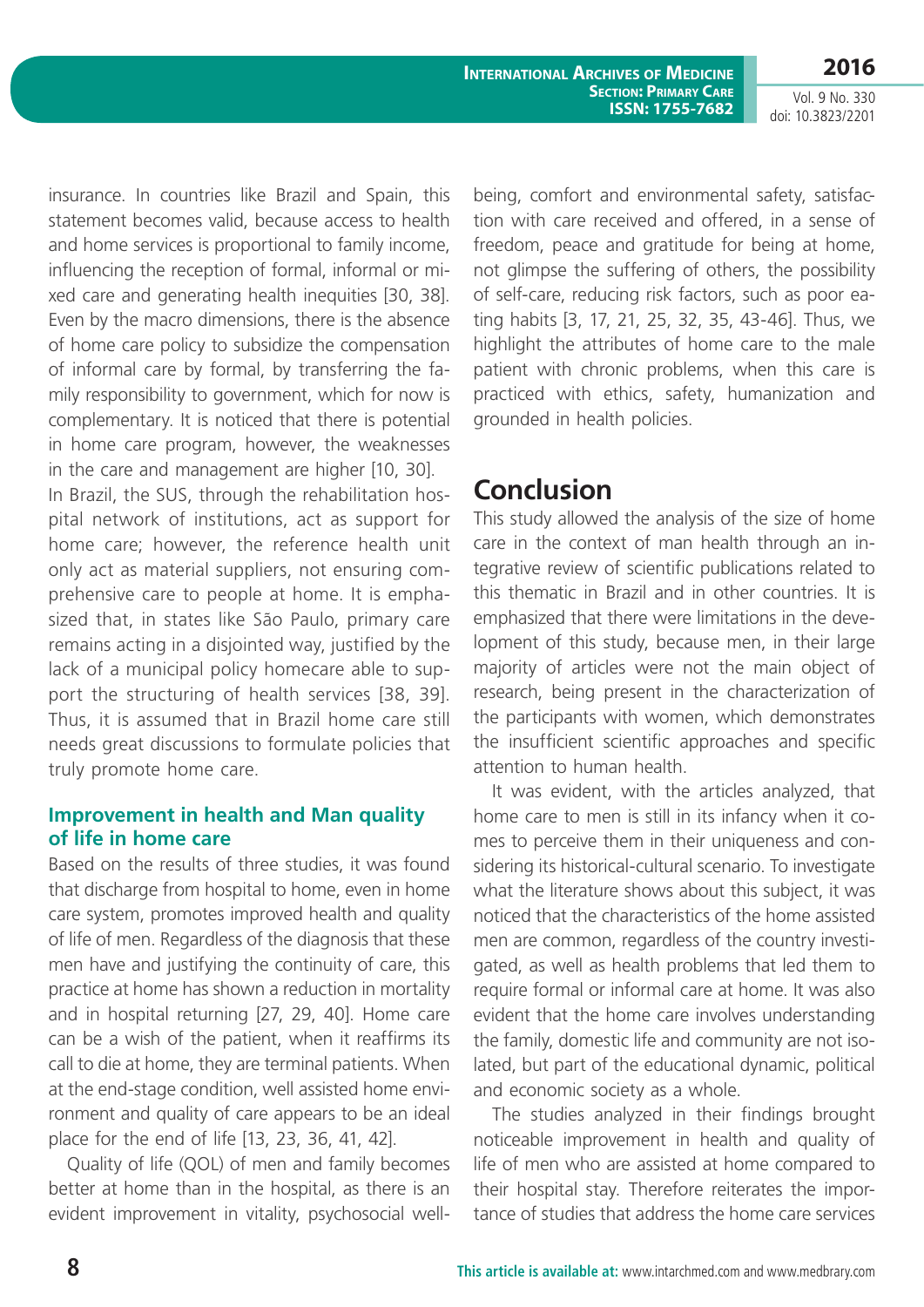insurance. In countries like Brazil and Spain, this statement becomes valid, because access to health and home services is proportional to family income, influencing the reception of formal, informal or mixed care and generating health inequities [30, 38]. Even by the macro dimensions, there is the absence of home care policy to subsidize the compensation of informal care by formal, by transferring the family responsibility to government, which for now is complementary. It is noticed that there is potential in home care program, however, the weaknesses in the care and management are higher [10, 30].

In Brazil, the SUS, through the rehabilitation hospital network of institutions, act as support for home care; however, the reference health unit only act as material suppliers, not ensuring comprehensive care to people at home. It is emphasized that, in states like São Paulo, primary care remains acting in a disjointed way, justified by the lack of a municipal policy homecare able to support the structuring of health services [38, 39]. Thus, it is assumed that in Brazil home care still needs great discussions to formulate policies that truly promote home care.

### Improvement in health and Man quality of life in home care

Based on the results of three studies, it was found that discharge from hospital to home, even in home care system, promotes improved health and quality of life of men. Regardless of the diagnosis that these men have and justifying the continuity of care, this practice at home has shown a reduction in mortality and in hospital returning [27, 29, 40]. Home care can be a wish of the patient, when it reaffirms its call to die at home, they are terminal patients. When at the end-stage condition, well assisted home environment and quality of care appears to be an ideal place for the end of life [13, 23, 36, 41, 42].

Quality of life (QOL) of men and family becomes better at home than in the hospital, as there is an evident improvement in vitality, psychosocial well-being, comfort and environmental safety, satisfaction with care received and offered, in a sense of freedom, peace and gratitude for being at home, not glimpse the suffering of others, the possibility of self-care, reducing risk factors, such as poor eating habits [3, 17, 21, 25, 32, 35, 43-46]. Thus, we highlight the attributes of home care to the male patient with chronic problems, when this care is practiced with ethics, safety, humanization and grounded in health policies.

## Conclusion

This study allowed the analysis of the size of home care in the context of man health through an integrative review of scientific publications related to this thematic in Brazil and in other countries. It is emphasized that there were limitations in the development of this study, because men, in their large majority of articles were not the main object of research, being present in the characterization of the participants with women, which demonstrates the insufficient scientific approaches and specific attention to human health.

It was evident, with the articles analyzed, that home care to men is still in its infancy when it comes to perceive them in their uniqueness and considering its historical-cultural scenario. To investigate what the literature shows about this subject, it was noticed that the characteristics of the home assisted men are common, regardless of the country investigated, as well as health problems that led them to require formal or informal care at home. It was also evident that the home care involves understanding the family, domestic life and community are not isolated, but part of the educational dynamic, political and economic society as a whole.

The studies analyzed in their findings brought noticeable improvement in health and quality of life of men who are assisted at home compared to their hospital stay. Therefore reiterates the importance of studies that address the home care services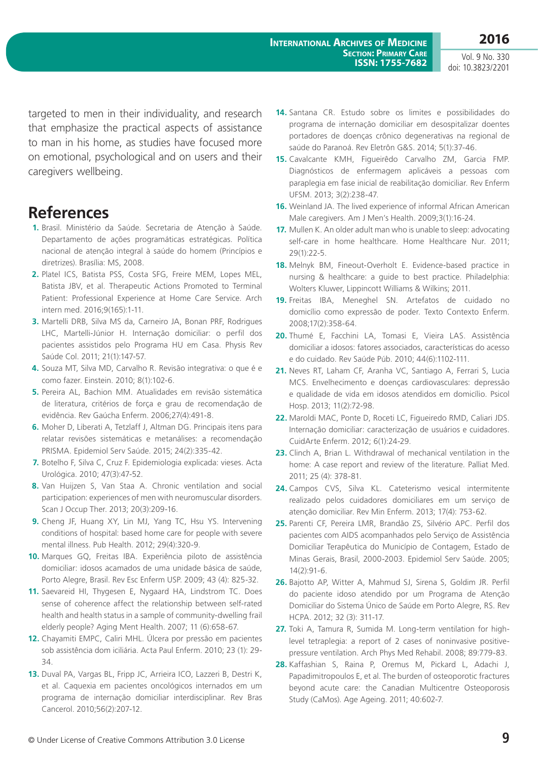targeted to men in their individuality, and research that emphasize the practical aspects of assistance to man in his home, as studies have focused more on emotional, psychological and on users and their caregivers wellbeing.

## References

1. Brasil. Ministério da Saúde. Secretaria de Atenção à Saúde. Departamento de ações programáticas estratégicas. Política nacional de atenção integral à saúde do homem (Princípios e diretrizes). Brasília: MS, 2008.
2. Platel ICS, Batista PSS, Costa SFG, Freire MEM, Lopes MEL, Batista JBV, et al. Therapeutic Actions Promoted to Terminal Patient: Professional Experience at Home Care Service. Arch intern med. 2016;9(165):1-11.
3. Martelli DRB, Silva MS da, Carneiro JA, Bonan PRF, Rodrigues LHC, Martelli-Júnior H. Internação domiciliar: o perfil dos pacientes assistidos pelo Programa HU em Casa. Physis Rev Saúde Col. 2011; 21(1):147-57.
4. Souza MT, Silva MD, Carvalho R. Revisão integrativa: o que é e como fazer. Einstein. 2010; 8(1):102-6.
5. Pereira AL, Bachion MM. Atualidades em revisão sistemática de literatura, critérios de força e grau de recomendação de evidência. Rev Gaúcha Enferm. 2006;27(4):491-8.
6. Moher D, Liberati A, Tetzlaff J, Altman DG. Principais itens para relatar revisões sistemáticas e metanálises: a recomendação PRISMA. Epidemiol Serv Saúde. 2015; 24(2):335-42.
7. Botelho F, Silva C, Cruz F. Epidemiologia explicada: vieses. Acta Urológica. 2010; 47(3):47-52.
8. Van Huijzen S, Van Staa A. Chronic ventilation and social participation: experiences of men with neuromuscular disorders. Scan J Occup Ther. 2013; 20(3):209-16.
9. Cheng JF, Huang XY, Lin MJ, Yang TC, Hsu YS. Intervening conditions of hospital: based home care for people with severe mental illness. Pub Health. 2012; 29(4):320-9.
10. Marques GQ, Freitas IBA. Experiência piloto de assistência domiciliar: idosos acamados de uma unidade básica de saúde, Porto Alegre, Brasil. Rev Esc Enferm USP. 2009; 43 (4): 825-32.
11. Saevareid HI, Thygesen E, Nygaard HA, Lindstrom TC. Does sense of coherence affect the relationship between self-rated health and health status in a sample of community-dwelling frail elderly people? Aging Ment Health. 2007; 11 (6):658-67.
12. Chayamiti EMPC, Caliri MHL. Úlcera por pressão em pacientes sob assistência dom iciliária. Acta Paul Enferm. 2010; 23 (1): 29-34.
13. Duval PA, Vargas BL, Fripp JC, Arrieira ICO, Lazzeri B, Destri K, et al. Caquexia em pacientes oncológicos internados em um programa de internação domiciliar interdisciplinar. Rev Bras Cancerol. 2010;56(2):207-12.
14. Santana CR. Estudo sobre os limites e possibilidades do programa de internação domiciliar em desospitalizar doentes portadores de doenças crônico degenerativas na regional de saúde do Paranoá. Rev Eletrôn G&S. 2014; 5(1):37-46.
15. Cavalcante KMH, Figueirêdo Carvalho ZM, Garcia FMP. Diagnósticos de enfermagem aplicáveis a pessoas com paraplegia em fase inicial de reabilitação domiciliar. Rev Enferm UFSM. 2013; 3(2):238-47.
16. Weinland JA. The lived experience of informal African American Male caregivers. Am J Men's Health. 2009;3(1):16-24.
17. Mullen K. An older adult man who is unable to sleep: advocating self-care in home healthcare. Home Healthcare Nur. 2011; 29(1):22-5.
18. Melnyk BM, Fineout-Overholt E. Evidence-based practice in nursing & healthcare: a guide to best practice. Philadelphia: Wolters Kluwer, Lippincott Williams & Wilkins; 2011.
19. Freitas IBA, Meneghel SN. Artefatos de cuidado no domicílio como expressão de poder. Texto Contexto Enferm. 2008;17(2):358-64.
20. Thumé E, Facchini LA, Tomasi E, Vieira LAS. Assistência domiciliar a idosos: fatores associados, características do acesso e do cuidado. Rev Saúde Púb. 2010; 44(6):1102-111.
21. Neves RT, Laham CF, Aranha VC, Santiago A, Ferrari S, Lucia MCS. Envelhecimento e doenças cardiovasculares: depressão e qualidade de vida em idosos atendidos em domicílio. Psicol Hosp. 2013; 11(2):72-98.
22. Maroldi MAC, Ponte D, Roceti LC, Figueiredo RMD, Caliari JDS. Internação domiciliar: caracterização de usuários e cuidadores. CuidArte Enferm. 2012; 6(1):24-29.
23. Clinch A, Brian L. Withdrawal of mechanical ventilation in the home: A case report and review of the literature. Palliat Med. 2011; 25 (4): 378-81.
24. Campos CVS, Silva KL. Cateterismo vesical intermitente realizado pelos cuidadores domiciliares em um serviço de atenção domiciliar. Rev Min Enferm. 2013; 17(4): 753-62.
25. Parenti CF, Pereira LMR, Brandão ZS, Silvério APC. Perfil dos pacientes com AIDS acompanhados pelo Serviço de Assistência Domiciliar Terapêutica do Município de Contagem, Estado de Minas Gerais, Brasil, 2000-2003. Epidemiol Serv Saúde. 2005; 14(2):91-6.
26. Bajotto AP, Witter A, Mahmud SJ, Sirena S, Goldim JR. Perfil do paciente idoso atendido por um Programa de Atenção Domiciliar do Sistema Único de Saúde em Porto Alegre, RS. Rev HCPA. 2012; 32 (3): 311-17.
27. Toki A, Tamura R, Sumida M. Long-term ventilation for high-level tetraplegia: a report of 2 cases of noninvasive positive-pressure ventilation. Arch Phys Med Rehabil. 2008; 89:779-83.
28. Kaffashian S, Raina P, Oremus M, Pickard L, Adachi J, Papadimitropoulos E, et al. The burden of osteoporotic fractures beyond acute care: the Canadian Multicentre Osteoporosis Study (CaMos). Age Ageing. 2011; 40:602-7.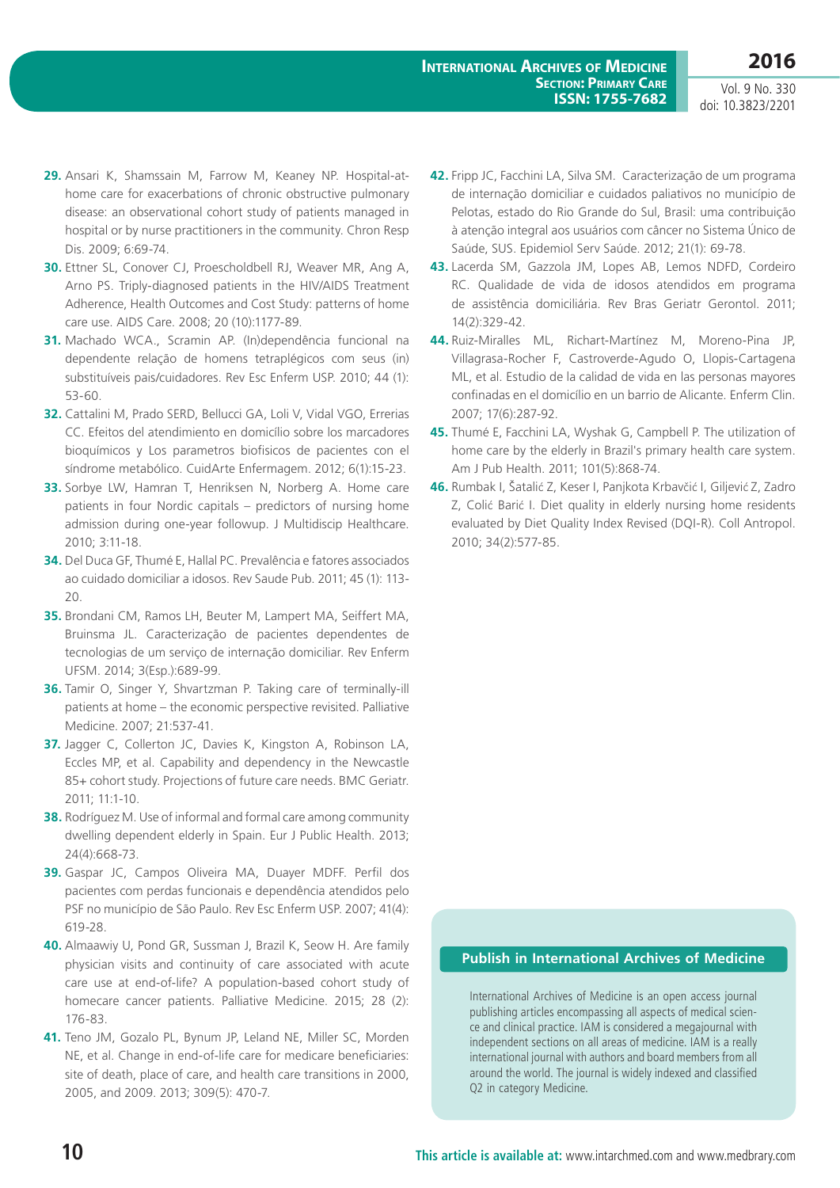29. Ansari K, Shamssain M, Farrow M, Keaney NP. Hospital-at-home care for exacerbations of chronic obstructive pulmonary disease: an observational cohort study of patients managed in hospital or by nurse practitioners in the community. Chron Resp Dis. 2009; 6:69-74.
30. Ettner SL, Conover CJ, Proescholdbell RJ, Weaver MR, Ang A, Arno PS. Triply-diagnosed patients in the HIV/AIDS Treatment Adherence, Health Outcomes and Cost Study: patterns of home care use. AIDS Care. 2008; 20 (10):1177-89.
31. Machado WCA., Scramin AP. (In)dependência funcional na dependente relação de homens tetraplégicos com seus (in) substituíveis pais/cuidadores. Rev Esc Enferm USP. 2010; 44 (1): 53-60.
32. Cattalini M, Prado SERD, Bellucci GA, Loli V, Vidal VGO, Errerias CC. Efeitos del atendimiento en domicílio sobre los marcadores bioquímicos y Los parametros biofisicos de pacientes con el síndrome metabólico. CuidArte Enfermagem. 2012; 6(1):15-23.
33. Sorbye LW, Hamran T, Henriksen N, Norberg A. Home care patients in four Nordic capitals – predictors of nursing home admission during one-year followup. J Multidiscip Healthcare. 2010; 3:11-18.
34. Del Duca GF, Thumé E, Hallal PC. Prevalência e fatores associados ao cuidado domiciliar a idosos. Rev Saude Pub. 2011; 45 (1): 113-20.
35. Brondani CM, Ramos LH, Beuter M, Lampert MA, Seiffert MA, Bruinsma JL. Caracterização de pacientes dependentes de tecnologias de um serviço de internação domiciliar. Rev Enferm UFSM. 2014; 3(Esp.):689-99.
36. Tamir O, Singer Y, Shvartzman P. Taking care of terminally-ill patients at home – the economic perspective revisited. Palliative Medicine. 2007; 21:537-41.
37. Jagger C, Collerton JC, Davies K, Kingston A, Robinson LA, Eccles MP, et al. Capability and dependency in the Newcastle 85+ cohort study. Projections of future care needs. BMC Geriatr. 2011; 11:1-10.
38. Rodríguez M. Use of informal and formal care among community dwelling dependent elderly in Spain. Eur J Public Health. 2013; 24(4):668-73.
39. Gaspar JC, Campos Oliveira MA, Duayer MDFF. Perfil dos pacientes com perdas funcionais e dependência atendidos pelo PSF no município de São Paulo. Rev Esc Enferm USP. 2007; 41(4): 619-28.
40. Almaawiy U, Pond GR, Sussman J, Brazil K, Seow H. Are family physician visits and continuity of care associated with acute care use at end-of-life? A population-based cohort study of homecare cancer patients. Palliative Medicine. 2015; 28 (2): 176-83.
41. Teno JM, Gozalo PL, Bynum JP, Leland NE, Miller SC, Morden NE, et al. Change in end-of-life care for medicare beneficiaries: site of death, place of care, and health care transitions in 2000, 2005, and 2009. 2013; 309(5): 470-7.
42. Fripp JC, Facchini LA, Silva SM. Caracterização de um programa de internação domiciliar e cuidados paliativos no município de Pelotas, estado do Rio Grande do Sul, Brasil: uma contribuição à atenção integral aos usuários com câncer no Sistema Único de Saúde, SUS. Epidemiol Serv Saúde. 2012; 21(1): 69-78.
43. Lacerda SM, Gazzola JM, Lopes AB, Lemos NDFD, Cordeiro RC. Qualidade de vida de idosos atendidos em programa de assistência domiciliária. Rev Bras Geriatr Gerontol. 2011; 14(2):329-42.
44. Ruiz-Miralles ML, Richart-Martínez M, Moreno-Pina JP, Villagrasa-Rocher F, Castroverde-Agudo O, Llopis-Cartagena ML, et al. Estudio de la calidad de vida en las personas mayores confinadas en el domicílio en un barrio de Alicante. Enferm Clin. 2007; 17(6):287-92.
45. Thumé E, Facchini LA, Wyshak G, Campbell P. The utilization of home care by the elderly in Brazil's primary health care system. Am J Pub Health. 2011; 101(5):868-74.
46. Rumbak I, Šatalić Z, Keser I, Panjkota Krbavčić I, Giljević Z, Zadro Z, Colić Barić I. Diet quality in elderly nursing home residents evaluated by Diet Quality Index Revised (DQI-R). Coll Antropol. 2010; 34(2):577-85.

**Publish in International Archives of Medicine**

International Archives of Medicine is an open access journal publishing articles encompassing all aspects of medical science and clinical practice. IAM is considered a megajournal with independent sections on all areas of medicine. IAM is a really international journal with authors and board members from all around the world. The journal is widely indexed and classified Q2 in category Medicine.